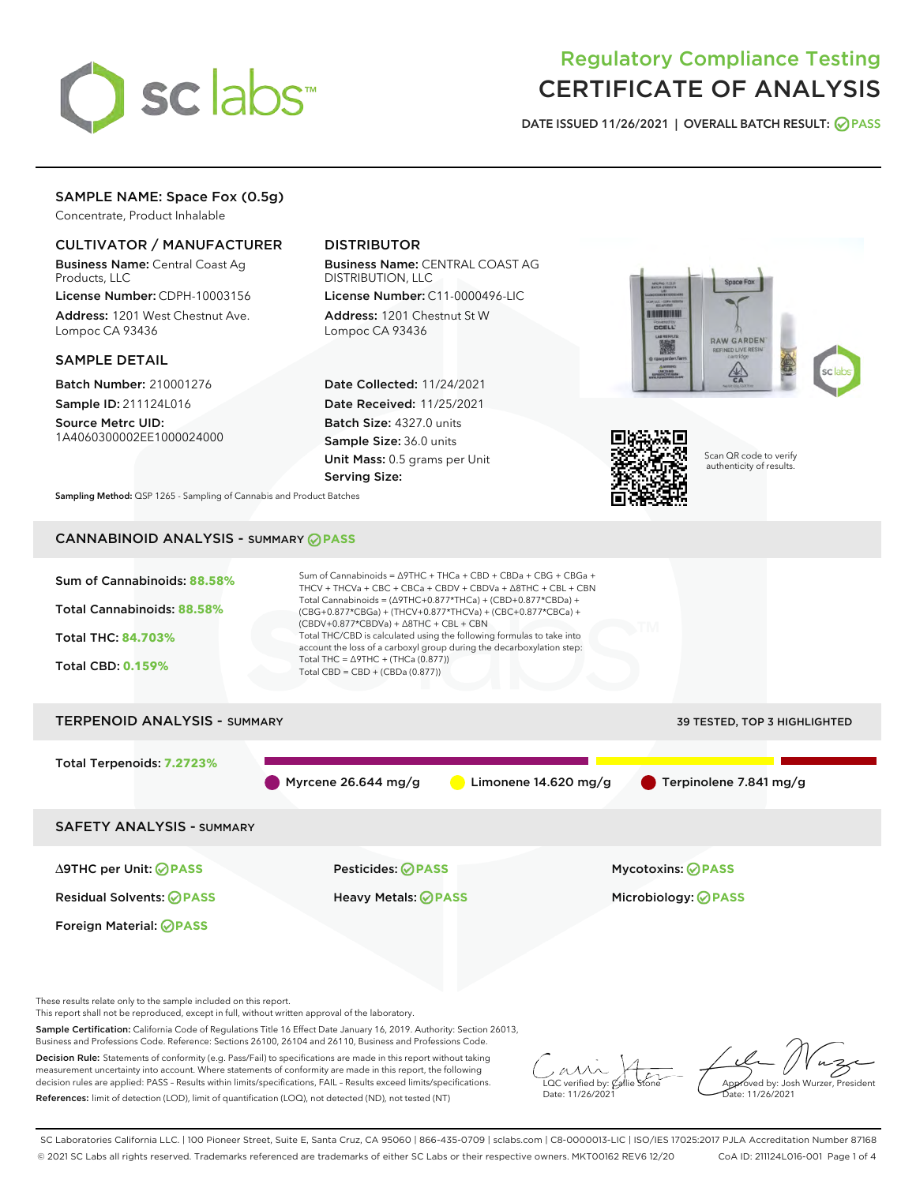# Regulatory Compliance Testing
# CERTIFICATE OF ANALYSIS

DATE ISSUED 11/26/2021 | OVERALL BATCH RESULT: PASS

## SAMPLE NAME: Space Fox (0.5g)

Concentrate, Product Inhalable

### CULTIVATOR / MANUFACTURER

**Business Name:** Central Coast Ag Products, LLC

**License Number:** CDPH-10003156

**Address:** 1201 West Chestnut Ave. Lompoc CA 93436

### DISTRIBUTOR

**Business Name:** CENTRAL COAST AG DISTRIBUTION, LLC

**License Number:** C11-0000496-LIC

**Address:** 1201 Chestnut St W Lompoc CA 93436

### SAMPLE DETAIL

**Batch Number:** 210001276

**Sample ID:** 211124L016

**Source Metrc UID:** 1A4060300002EE1000024000

**Date Collected:** 11/24/2021

**Date Received:** 11/25/2021

**Batch Size:** 4327.0 units

**Sample Size:** 36.0 units

**Unit Mass:** 0.5 grams per Unit

**Serving Size:**

Scan QR code to verify authenticity of results.

**Sampling Method:** QSP 1265 - Sampling of Cannabis and Product Batches

## CANNABINOID ANALYSIS - SUMMARY PASS

**Sum of Cannabinoids:** 88.58%

**Total Cannabinoids:** 88.58%

**Total THC:** 84.703%

**Total CBD:** 0.159%

Sum of Cannabinoids = Δ9THC + THCa + CBD + CBDa + CBG + CBGa + THCV + THCVa + CBC + CBCa + CBDV + CBDVa + Δ8THC + CBL + CBN

Total Cannabinoids = (Δ9THC+0.877*THCa) + (CBD+0.877*CBDa) + (CBG+0.877*CBGa) + (THCV+0.877*THCVa) + (CBC+0.877*CBCa) + (CBDV+0.877*CBDVa) + Δ8THC + CBL + CBN

Total THC/CBD is calculated using the following formulas to take into account the loss of a carboxyl group during the decarboxylation step:

Total THC = Δ9THC + (THCa (0.877))

Total CBD = CBD + (CBDa (0.877))

## TERPENOID ANALYSIS - SUMMARY

39 TESTED, TOP 3 HIGHLIGHTED

**Total Terpenoids:** 7.2723%

Myrcene 26.644 mg/g | Limonene 14.620 mg/g | Terpinolene 7.841 mg/g

## SAFETY ANALYSIS - SUMMARY

| | | |
|---|---|---|
| Δ9THC per Unit: PASS | Pesticides: PASS | Mycotoxins: PASS |
| Residual Solvents: PASS | Heavy Metals: PASS | Microbiology: PASS |
| Foreign Material: PASS | | |

These results relate only to the sample included on this report.
This report shall not be reproduced, except in full, without written approval of the laboratory.

**Sample Certification:** California Code of Regulations Title 16 Effect Date January 16, 2019. Authority: Section 26013, Business and Professions Code. Reference: Sections 26100, 26104 and 26110, Business and Professions Code.

**Decision Rule:** Statements of conformity (e.g. Pass/Fail) to specifications are made in this report without taking measurement uncertainty into account. Where statements of conformity are made in this report, the following decision rules are applied: PASS – Results within limits/specifications, FAIL – Results exceed limits/specifications.

**References:** limit of detection (LOD), limit of quantification (LOQ), not detected (ND), not tested (NT)

LQC verified by: Callie Stone
Date: 11/26/2021

Approved by: Josh Wurzer, President
Date: 11/26/2021

SC Laboratories California LLC. | 100 Pioneer Street, Suite E, Santa Cruz, CA 95060 | 866-435-0709 | sclabs.com | C8-0000013-LIC | ISO/IES 17025:2017 PJLA Accreditation Number 87168
© 2021 SC Labs all rights reserved. Trademarks referenced are trademarks of either SC Labs or their respective owners. MKT00162 REV6 12/20 CoA ID: 211124L016-001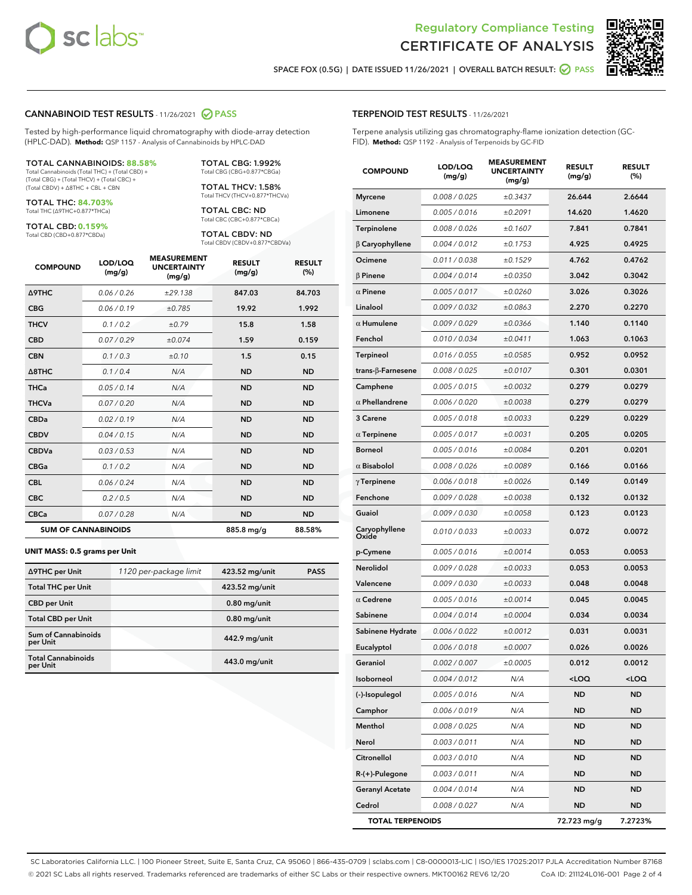Regulatory Compliance Testing
# CERTIFICATE OF ANALYSIS

SPACE FOX (0.5G) | DATE ISSUED 11/26/2021 | OVERALL BATCH RESULT: PASS

## CANNABINOID TEST RESULTS - 11/26/2021 PASS

Tested by high-performance liquid chromatography with diode-array detection (HPLC-DAD). **Method:** QSP 1157 - Analysis of Cannabinoids by HPLC-DAD

**TOTAL CANNABINOIDS: 88.58%**
Total Cannabinoids (Total THC) + (Total CBD) + (Total CBG) + (Total THCV) + (Total CBC) + (Total CBDV) + Δ8THC + CBL + CBN

**TOTAL THC: 84.703%**
Total THC (Δ9THC+0.877*THCa)

**TOTAL CBD: 0.159%**
Total CBD (CBD+0.877*CBDa)

**TOTAL CBG: 1.992%**
Total CBG (CBG+0.877*CBGa)

**TOTAL THCV: 1.58%**
Total THCV (THCV+0.877*THCVa)

**TOTAL CBC: ND**
Total CBC (CBC+0.877*CBCa)

**TOTAL CBDV: ND**
Total CBDV (CBDV+0.877*CBDVa)

| COMPOUND | LOD/LOQ (mg/g) | MEASUREMENT UNCERTAINTY (mg/g) | RESULT (mg/g) | RESULT (%) |
|---|---|---|---|---|
| Δ9THC | 0.06 / 0.26 | ±29.138 | 847.03 | 84.703 |
| CBG | 0.06 / 0.19 | ±0.785 | 19.92 | 1.992 |
| THCV | 0.1 / 0.2 | ±0.79 | 15.8 | 1.58 |
| CBD | 0.07 / 0.29 | ±0.074 | 1.59 | 0.159 |
| CBN | 0.1 / 0.3 | ±0.10 | 1.5 | 0.15 |
| Δ8THC | 0.1 / 0.4 | N/A | ND | ND |
| THCa | 0.05 / 0.14 | N/A | ND | ND |
| THCVa | 0.07 / 0.20 | N/A | ND | ND |
| CBDa | 0.02 / 0.19 | N/A | ND | ND |
| CBDV | 0.04 / 0.15 | N/A | ND | ND |
| CBDVa | 0.03 / 0.53 | N/A | ND | ND |
| CBGa | 0.1 / 0.2 | N/A | ND | ND |
| CBL | 0.06 / 0.24 | N/A | ND | ND |
| CBC | 0.2 / 0.5 | N/A | ND | ND |
| CBCa | 0.07 / 0.28 | N/A | ND | ND |
| **SUM OF CANNABINOIDS** | | | 885.8 mg/g | 88.58% |

### UNIT MASS: 0.5 grams per Unit

| | | | |
|---|---|---|---|
| Δ9THC per Unit | 1120 per-package limit | 423.52 mg/unit | PASS |
| Total THC per Unit | | 423.52 mg/unit | |
| CBD per Unit | | 0.80 mg/unit | |
| Total CBD per Unit | | 0.80 mg/unit | |
| Sum of Cannabinoids per Unit | | 442.9 mg/unit | |
| Total Cannabinoids per Unit | | 443.0 mg/unit | |

## TERPENOID TEST RESULTS - 11/26/2021

Terpene analysis utilizing gas chromatography-flame ionization detection (GC-FID). **Method:** QSP 1192 - Analysis of Terpenoids by GC-FID

| COMPOUND | LOD/LOQ (mg/g) | MEASUREMENT UNCERTAINTY (mg/g) | RESULT (mg/g) | RESULT (%) |
|---|---|---|---|---|
| Myrcene | 0.008 / 0.025 | ±0.3437 | 26.644 | 2.6644 |
| Limonene | 0.005 / 0.016 | ±0.2091 | 14.620 | 1.4620 |
| Terpinolene | 0.008 / 0.026 | ±0.1607 | 7.841 | 0.7841 |
| β Caryophyllene | 0.004 / 0.012 | ±0.1753 | 4.925 | 0.4925 |
| Ocimene | 0.011 / 0.038 | ±0.1529 | 4.762 | 0.4762 |
| β Pinene | 0.004 / 0.014 | ±0.0350 | 3.042 | 0.3042 |
| α Pinene | 0.005 / 0.017 | ±0.0260 | 3.026 | 0.3026 |
| Linalool | 0.009 / 0.032 | ±0.0863 | 2.270 | 0.2270 |
| α Humulene | 0.009 / 0.029 | ±0.0366 | 1.140 | 0.1140 |
| Fenchol | 0.010 / 0.034 | ±0.0411 | 1.063 | 0.1063 |
| Terpineol | 0.016 / 0.055 | ±0.0585 | 0.952 | 0.0952 |
| trans-β-Farnesene | 0.008 / 0.025 | ±0.0107 | 0.301 | 0.0301 |
| Camphene | 0.005 / 0.015 | ±0.0032 | 0.279 | 0.0279 |
| α Phellandrene | 0.006 / 0.020 | ±0.0038 | 0.279 | 0.0279 |
| 3 Carene | 0.005 / 0.018 | ±0.0033 | 0.229 | 0.0229 |
| α Terpinene | 0.005 / 0.017 | ±0.0031 | 0.205 | 0.0205 |
| Borneol | 0.005 / 0.016 | ±0.0084 | 0.201 | 0.0201 |
| α Bisabolol | 0.008 / 0.026 | ±0.0089 | 0.166 | 0.0166 |
| γ Terpinene | 0.006 / 0.018 | ±0.0026 | 0.149 | 0.0149 |
| Fenchone | 0.009 / 0.028 | ±0.0038 | 0.132 | 0.0132 |
| Guaiol | 0.009 / 0.030 | ±0.0058 | 0.123 | 0.0123 |
| Caryophyllene Oxide | 0.010 / 0.033 | ±0.0033 | 0.072 | 0.0072 |
| p-Cymene | 0.005 / 0.016 | ±0.0014 | 0.053 | 0.0053 |
| Nerolidol | 0.009 / 0.028 | ±0.0033 | 0.053 | 0.0053 |
| Valencene | 0.009 / 0.030 | ±0.0033 | 0.048 | 0.0048 |
| α Cedrene | 0.005 / 0.016 | ±0.0014 | 0.045 | 0.0045 |
| Sabinene | 0.004 / 0.014 | ±0.0004 | 0.034 | 0.0034 |
| Sabinene Hydrate | 0.006 / 0.022 | ±0.0012 | 0.031 | 0.0031 |
| Eucalyptol | 0.006 / 0.018 | ±0.0007 | 0.026 | 0.0026 |
| Geraniol | 0.002 / 0.007 | ±0.0005 | 0.012 | 0.0012 |
| Isoborneol | 0.004 / 0.012 | N/A | <LOQ | <LOQ |
| (-)-Isopulegol | 0.005 / 0.016 | N/A | ND | ND |
| Camphor | 0.006 / 0.019 | N/A | ND | ND |
| Menthol | 0.008 / 0.025 | N/A | ND | ND |
| Nerol | 0.003 / 0.011 | N/A | ND | ND |
| Citronellol | 0.003 / 0.010 | N/A | ND | ND |
| R-(+)-Pulegone | 0.003 / 0.011 | N/A | ND | ND |
| Geranyl Acetate | 0.004 / 0.014 | N/A | ND | ND |
| Cedrol | 0.008 / 0.027 | N/A | ND | ND |
| **TOTAL TERPENOIDS** | | | 72.723 mg/g | 7.2723% |

SC Laboratories California LLC. | 100 Pioneer Street, Suite E, Santa Cruz, CA 95060 | 866-435-0709 | sclabs.com | C8-0000013-LIC | ISO/IES 17025:2017 PJLA Accreditation Number 87168
© 2021 SC Labs all rights reserved. Trademarks referenced are trademarks of either SC Labs or their respective owners. MKT00162 REV6 12/20 CoA ID: 211124L016-001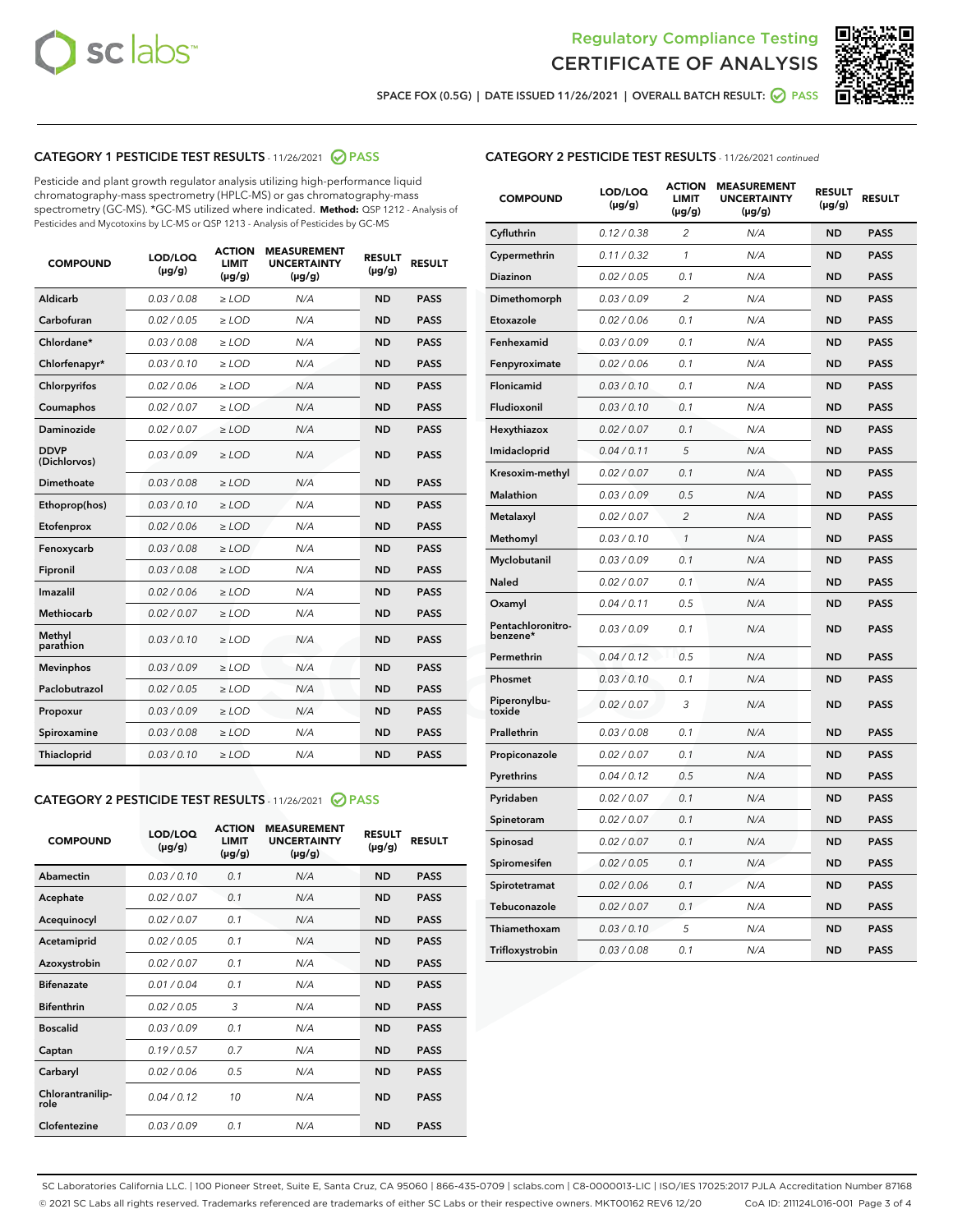# Regulatory Compliance Testing
# CERTIFICATE OF ANALYSIS

SPACE FOX (0.5G) | DATE ISSUED 11/26/2021 | OVERALL BATCH RESULT: PASS

## CATEGORY 1 PESTICIDE TEST RESULTS - 11/26/2021 PASS

Pesticide and plant growth regulator analysis utilizing high-performance liquid chromatography-mass spectrometry (HPLC-MS) or gas chromatography-mass spectrometry (GC-MS). *GC-MS utilized where indicated. **Method:** QSP 1212 - Analysis of Pesticides and Mycotoxins by LC-MS or QSP 1213 - Analysis of Pesticides by GC-MS

| COMPOUND | LOD/LOQ (µg/g) | ACTION LIMIT (µg/g) | MEASUREMENT UNCERTAINTY (µg/g) | RESULT (µg/g) | RESULT |
|---|---|---|---|---|---|
| Aldicarb | 0.03 / 0.08 | ≥ LOD | N/A | ND | PASS |
| Carbofuran | 0.02 / 0.05 | ≥ LOD | N/A | ND | PASS |
| Chlordane* | 0.03 / 0.08 | ≥ LOD | N/A | ND | PASS |
| Chlorfenapyr* | 0.03 / 0.10 | ≥ LOD | N/A | ND | PASS |
| Chlorpyrifos | 0.02 / 0.06 | ≥ LOD | N/A | ND | PASS |
| Coumaphos | 0.02 / 0.07 | ≥ LOD | N/A | ND | PASS |
| Daminozide | 0.02 / 0.07 | ≥ LOD | N/A | ND | PASS |
| DDVP (Dichlorvos) | 0.03 / 0.09 | ≥ LOD | N/A | ND | PASS |
| Dimethoate | 0.03 / 0.08 | ≥ LOD | N/A | ND | PASS |
| Ethoprop(hos) | 0.03 / 0.10 | ≥ LOD | N/A | ND | PASS |
| Etofenprox | 0.02 / 0.06 | ≥ LOD | N/A | ND | PASS |
| Fenoxycarb | 0.03 / 0.08 | ≥ LOD | N/A | ND | PASS |
| Fipronil | 0.03 / 0.08 | ≥ LOD | N/A | ND | PASS |
| Imazalil | 0.02 / 0.06 | ≥ LOD | N/A | ND | PASS |
| Methiocarb | 0.02 / 0.07 | ≥ LOD | N/A | ND | PASS |
| Methyl parathion | 0.03 / 0.10 | ≥ LOD | N/A | ND | PASS |
| Mevinphos | 0.03 / 0.09 | ≥ LOD | N/A | ND | PASS |
| Paclobutrazol | 0.02 / 0.05 | ≥ LOD | N/A | ND | PASS |
| Propoxur | 0.03 / 0.09 | ≥ LOD | N/A | ND | PASS |
| Spiroxamine | 0.03 / 0.08 | ≥ LOD | N/A | ND | PASS |
| Thiacloprid | 0.03 / 0.10 | ≥ LOD | N/A | ND | PASS |

## CATEGORY 2 PESTICIDE TEST RESULTS - 11/26/2021 PASS

| COMPOUND | LOD/LOQ (µg/g) | ACTION LIMIT (µg/g) | MEASUREMENT UNCERTAINTY (µg/g) | RESULT (µg/g) | RESULT |
|---|---|---|---|---|---|
| Abamectin | 0.03 / 0.10 | 0.1 | N/A | ND | PASS |
| Acephate | 0.02 / 0.07 | 0.1 | N/A | ND | PASS |
| Acequinocyl | 0.02 / 0.07 | 0.1 | N/A | ND | PASS |
| Acetamiprid | 0.02 / 0.05 | 0.1 | N/A | ND | PASS |
| Azoxystrobin | 0.02 / 0.07 | 0.1 | N/A | ND | PASS |
| Bifenazate | 0.01 / 0.04 | 0.1 | N/A | ND | PASS |
| Bifenthrin | 0.02 / 0.05 | 3 | N/A | ND | PASS |
| Boscalid | 0.03 / 0.09 | 0.1 | N/A | ND | PASS |
| Captan | 0.19 / 0.57 | 0.7 | N/A | ND | PASS |
| Carbaryl | 0.02 / 0.06 | 0.5 | N/A | ND | PASS |
| Chlorantraniliprole | 0.04 / 0.12 | 10 | N/A | ND | PASS |
| Clofentezine | 0.03 / 0.09 | 0.1 | N/A | ND | PASS |
| Cyfluthrin | 0.12 / 0.38 | 2 | N/A | ND | PASS |
| Cypermethrin | 0.11 / 0.32 | 1 | N/A | ND | PASS |
| Diazinon | 0.02 / 0.05 | 0.1 | N/A | ND | PASS |
| Dimethomorph | 0.03 / 0.09 | 2 | N/A | ND | PASS |
| Etoxazole | 0.02 / 0.06 | 0.1 | N/A | ND | PASS |
| Fenhexamid | 0.03 / 0.09 | 0.1 | N/A | ND | PASS |
| Fenpyroximate | 0.02 / 0.06 | 0.1 | N/A | ND | PASS |
| Flonicamid | 0.03 / 0.10 | 0.1 | N/A | ND | PASS |
| Fludioxonil | 0.03 / 0.10 | 0.1 | N/A | ND | PASS |
| Hexythiazox | 0.02 / 0.07 | 0.1 | N/A | ND | PASS |
| Imidacloprid | 0.04 / 0.11 | 5 | N/A | ND | PASS |
| Kresoxim-methyl | 0.02 / 0.07 | 0.1 | N/A | ND | PASS |
| Malathion | 0.03 / 0.09 | 0.5 | N/A | ND | PASS |
| Metalaxyl | 0.02 / 0.07 | 2 | N/A | ND | PASS |
| Methomyl | 0.03 / 0.10 | 1 | N/A | ND | PASS |
| Myclobutanil | 0.03 / 0.09 | 0.1 | N/A | ND | PASS |
| Naled | 0.02 / 0.07 | 0.1 | N/A | ND | PASS |
| Oxamyl | 0.04 / 0.11 | 0.5 | N/A | ND | PASS |
| Pentachloronitrobenzene* | 0.03 / 0.09 | 0.1 | N/A | ND | PASS |
| Permethrin | 0.04 / 0.12 | 0.5 | N/A | ND | PASS |
| Phosmet | 0.03 / 0.10 | 0.1 | N/A | ND | PASS |
| Piperonylbutoxide | 0.02 / 0.07 | 3 | N/A | ND | PASS |
| Prallethrin | 0.03 / 0.08 | 0.1 | N/A | ND | PASS |
| Propiconazole | 0.02 / 0.07 | 0.1 | N/A | ND | PASS |
| Pyrethrins | 0.04 / 0.12 | 0.5 | N/A | ND | PASS |
| Pyridaben | 0.02 / 0.07 | 0.1 | N/A | ND | PASS |
| Spinetoram | 0.02 / 0.07 | 0.1 | N/A | ND | PASS |
| Spinosad | 0.02 / 0.07 | 0.1 | N/A | ND | PASS |
| Spiromesifen | 0.02 / 0.05 | 0.1 | N/A | ND | PASS |
| Spirotetramat | 0.02 / 0.06 | 0.1 | N/A | ND | PASS |
| Tebuconazole | 0.02 / 0.07 | 0.1 | N/A | ND | PASS |
| Thiamethoxam | 0.03 / 0.10 | 5 | N/A | ND | PASS |
| Trifloxystrobin | 0.03 / 0.08 | 0.1 | N/A | ND | PASS |

SC Laboratories California LLC. | 100 Pioneer Street, Suite E, Santa Cruz, CA 95060 | 866-435-0709 | sclabs.com | C8-0000013-LIC | ISO/IES 17025:2017 PJLA Accreditation Number 87168
© 2021 SC Labs all rights reserved. Trademarks referenced are trademarks of either SC Labs or their respective owners. MKT00162 REV6 12/20 CoA ID: 211124L016-001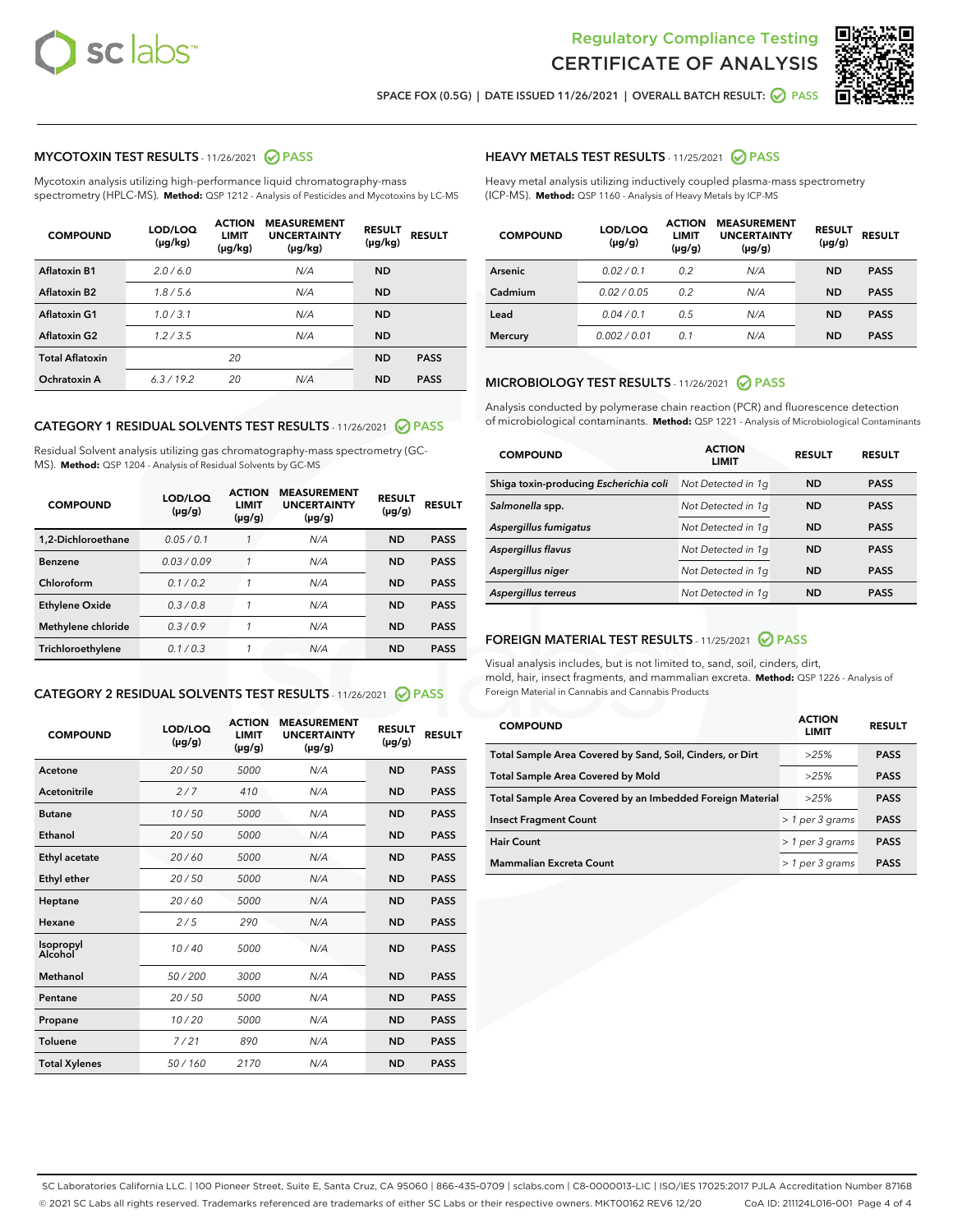Regulatory Compliance Testing

# CERTIFICATE OF ANALYSIS

SPACE FOX (0.5G) | DATE ISSUED 11/26/2021 | OVERALL BATCH RESULT: PASS

## MYCOTOXIN TEST RESULTS - 11/26/2021 PASS

Mycotoxin analysis utilizing high-performance liquid chromatography-mass spectrometry (HPLC-MS). **Method:** QSP 1212 - Analysis of Pesticides and Mycotoxins by LC-MS

| COMPOUND | LOD/LOQ (µg/kg) | ACTION LIMIT (µg/kg) | MEASUREMENT UNCERTAINTY (µg/kg) | RESULT (µg/kg) | RESULT |
|---|---|---|---|---|---|
| Aflatoxin B1 | 2.0 / 6.0 | | N/A | ND | |
| Aflatoxin B2 | 1.8 / 5.6 | | N/A | ND | |
| Aflatoxin G1 | 1.0 / 3.1 | | N/A | ND | |
| Aflatoxin G2 | 1.2 / 3.5 | | N/A | ND | |
| Total Aflatoxin | | 20 | | ND | PASS |
| Ochratoxin A | 6.3 / 19.2 | 20 | N/A | ND | PASS |

## CATEGORY 1 RESIDUAL SOLVENTS TEST RESULTS - 11/26/2021 PASS

Residual Solvent analysis utilizing gas chromatography-mass spectrometry (GC-MS). **Method:** QSP 1204 - Analysis of Residual Solvents by GC-MS

| COMPOUND | LOD/LOQ (µg/g) | ACTION LIMIT (µg/g) | MEASUREMENT UNCERTAINTY (µg/g) | RESULT (µg/g) | RESULT |
|---|---|---|---|---|---|
| 1,2-Dichloroethane | 0.05 / 0.1 | 1 | N/A | ND | PASS |
| Benzene | 0.03 / 0.09 | 1 | N/A | ND | PASS |
| Chloroform | 0.1 / 0.2 | 1 | N/A | ND | PASS |
| Ethylene Oxide | 0.3 / 0.8 | 1 | N/A | ND | PASS |
| Methylene chloride | 0.3 / 0.9 | 1 | N/A | ND | PASS |
| Trichloroethylene | 0.1 / 0.3 | 1 | N/A | ND | PASS |

## CATEGORY 2 RESIDUAL SOLVENTS TEST RESULTS - 11/26/2021 PASS

| COMPOUND | LOD/LOQ (µg/g) | ACTION LIMIT (µg/g) | MEASUREMENT UNCERTAINTY (µg/g) | RESULT (µg/g) | RESULT |
|---|---|---|---|---|---|
| Acetone | 20 / 50 | 5000 | N/A | ND | PASS |
| Acetonitrile | 2 / 7 | 410 | N/A | ND | PASS |
| Butane | 10 / 50 | 5000 | N/A | ND | PASS |
| Ethanol | 20 / 50 | 5000 | N/A | ND | PASS |
| Ethyl acetate | 20 / 60 | 5000 | N/A | ND | PASS |
| Ethyl ether | 20 / 50 | 5000 | N/A | ND | PASS |
| Heptane | 20 / 60 | 5000 | N/A | ND | PASS |
| Hexane | 2 / 5 | 290 | N/A | ND | PASS |
| Isopropyl Alcohol | 10 / 40 | 5000 | N/A | ND | PASS |
| Methanol | 50 / 200 | 3000 | N/A | ND | PASS |
| Pentane | 20 / 50 | 5000 | N/A | ND | PASS |
| Propane | 10 / 20 | 5000 | N/A | ND | PASS |
| Toluene | 7 / 21 | 890 | N/A | ND | PASS |
| Total Xylenes | 50 / 160 | 2170 | N/A | ND | PASS |

## HEAVY METALS TEST RESULTS - 11/25/2021 PASS

Heavy metal analysis utilizing inductively coupled plasma-mass spectrometry (ICP-MS). **Method:** QSP 1160 - Analysis of Heavy Metals by ICP-MS

| COMPOUND | LOD/LOQ (µg/g) | ACTION LIMIT (µg/g) | MEASUREMENT UNCERTAINTY (µg/g) | RESULT (µg/g) | RESULT |
|---|---|---|---|---|---|
| Arsenic | 0.02 / 0.1 | 0.2 | N/A | ND | PASS |
| Cadmium | 0.02 / 0.05 | 0.2 | N/A | ND | PASS |
| Lead | 0.04 / 0.1 | 0.5 | N/A | ND | PASS |
| Mercury | 0.002 / 0.01 | 0.1 | N/A | ND | PASS |

## MICROBIOLOGY TEST RESULTS - 11/26/2021 PASS

Analysis conducted by polymerase chain reaction (PCR) and fluorescence detection of microbiological contaminants. **Method:** QSP 1221 - Analysis of Microbiological Contaminants

| COMPOUND | ACTION LIMIT | RESULT | RESULT |
|---|---|---|---|
| Shiga toxin-producing *Escherichia coli* | Not Detected in 1g | ND | PASS |
| *Salmonella* spp. | Not Detected in 1g | ND | PASS |
| *Aspergillus fumigatus* | Not Detected in 1g | ND | PASS |
| *Aspergillus flavus* | Not Detected in 1g | ND | PASS |
| *Aspergillus niger* | Not Detected in 1g | ND | PASS |
| *Aspergillus terreus* | Not Detected in 1g | ND | PASS |

## FOREIGN MATERIAL TEST RESULTS - 11/25/2021 PASS

Visual analysis includes, but is not limited to, sand, soil, cinders, dirt, mold, hair, insect fragments, and mammalian excreta. **Method:** QSP 1226 - Analysis of Foreign Material in Cannabis and Cannabis Products

| COMPOUND | ACTION LIMIT | RESULT |
|---|---|---|
| Total Sample Area Covered by Sand, Soil, Cinders, or Dirt | >25% | PASS |
| Total Sample Area Covered by Mold | >25% | PASS |
| Total Sample Area Covered by an Imbedded Foreign Material | >25% | PASS |
| Insect Fragment Count | > 1 per 3 grams | PASS |
| Hair Count | > 1 per 3 grams | PASS |
| Mammalian Excreta Count | > 1 per 3 grams | PASS |

SC Laboratories California LLC. | 100 Pioneer Street, Suite E, Santa Cruz, CA 95060 | 866-435-0709 | sclabs.com | C8-0000013-LIC | ISO/IES 17025:2017 PJLA Accreditation Number 87168
© 2021 SC Labs all rights reserved. Trademarks referenced are trademarks of either SC Labs or their respective owners. MKT00162 REV6 12/20 CoA ID: 211124L016-001